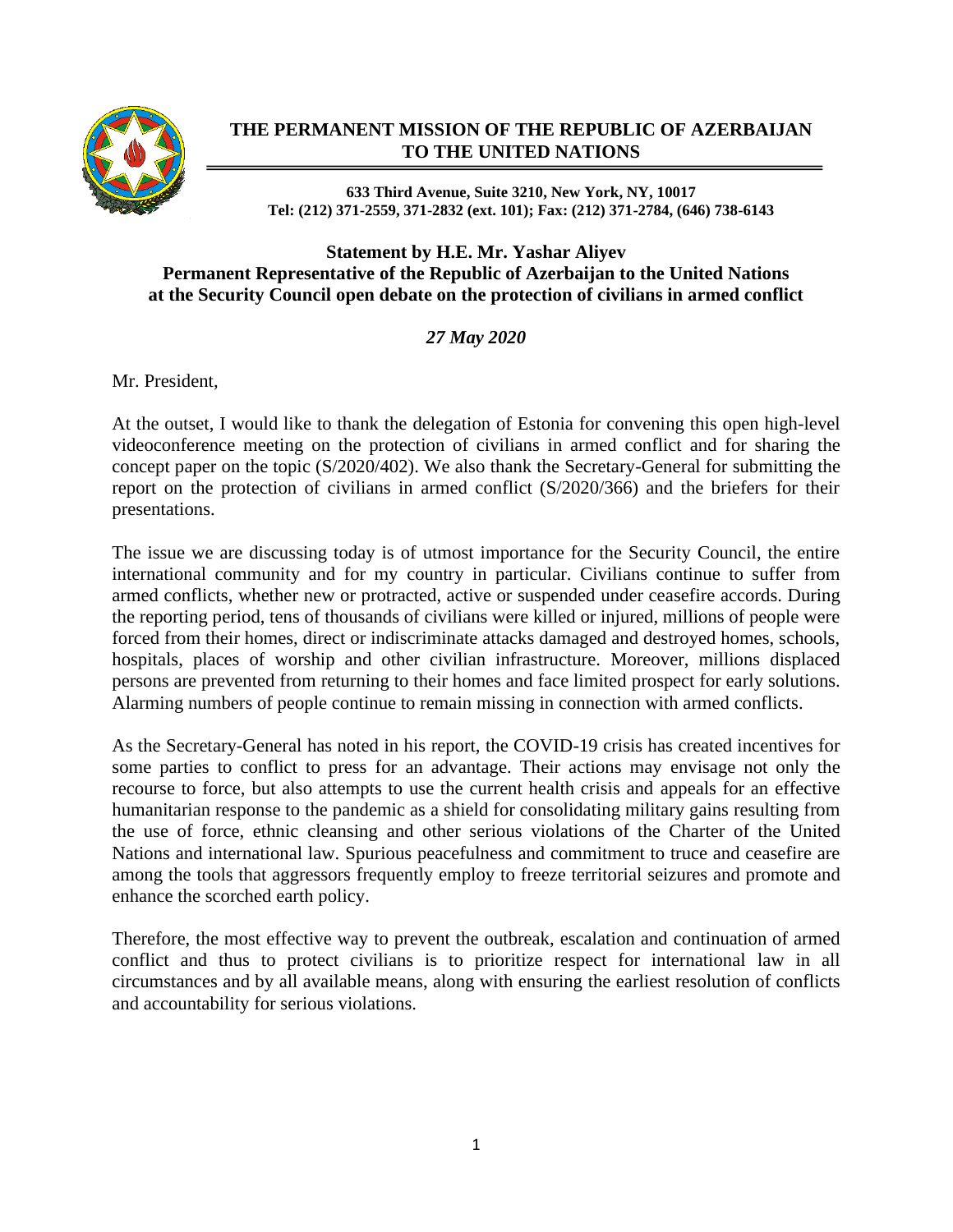# THE PERMANENT MISSION OF THE REPUBLIC OF AZERBAIJAN TO THE UNITED NATIONS

**633 Third Avenue, Suite 3210, New York, NY, 10017**
**Tel: (212) 371-2559, 371-2832 (ext. 101); Fax: (212) 371-2784, (646) 738-6143**

## Statement by H.E. Mr. Yashar Aliyev
## Permanent Representative of the Republic of Azerbaijan to the United Nations
## at the Security Council open debate on the protection of civilians in armed conflict

*27 May 2020*

Mr. President,

At the outset, I would like to thank the delegation of Estonia for convening this open high-level videoconference meeting on the protection of civilians in armed conflict and for sharing the concept paper on the topic (S/2020/402). We also thank the Secretary-General for submitting the report on the protection of civilians in armed conflict (S/2020/366) and the briefers for their presentations.

The issue we are discussing today is of utmost importance for the Security Council, the entire international community and for my country in particular. Civilians continue to suffer from armed conflicts, whether new or protracted, active or suspended under ceasefire accords. During the reporting period, tens of thousands of civilians were killed or injured, millions of people were forced from their homes, direct or indiscriminate attacks damaged and destroyed homes, schools, hospitals, places of worship and other civilian infrastructure. Moreover, millions displaced persons are prevented from returning to their homes and face limited prospect for early solutions. Alarming numbers of people continue to remain missing in connection with armed conflicts.

As the Secretary-General has noted in his report, the COVID-19 crisis has created incentives for some parties to conflict to press for an advantage. Their actions may envisage not only the recourse to force, but also attempts to use the current health crisis and appeals for an effective humanitarian response to the pandemic as a shield for consolidating military gains resulting from the use of force, ethnic cleansing and other serious violations of the Charter of the United Nations and international law. Spurious peacefulness and commitment to truce and ceasefire are among the tools that aggressors frequently employ to freeze territorial seizures and promote and enhance the scorched earth policy.

Therefore, the most effective way to prevent the outbreak, escalation and continuation of armed conflict and thus to protect civilians is to prioritize respect for international law in all circumstances and by all available means, along with ensuring the earliest resolution of conflicts and accountability for serious violations.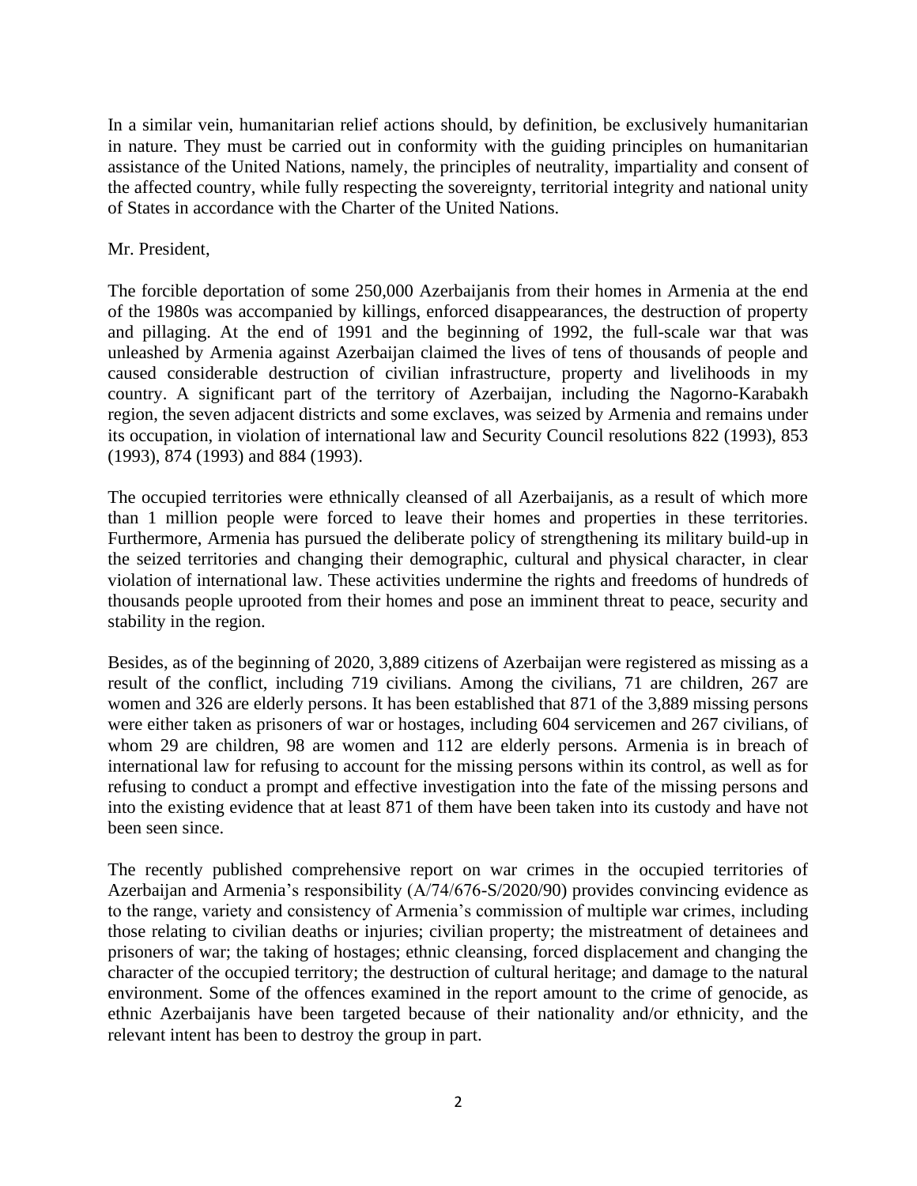In a similar vein, humanitarian relief actions should, by definition, be exclusively humanitarian in nature. They must be carried out in conformity with the guiding principles on humanitarian assistance of the United Nations, namely, the principles of neutrality, impartiality and consent of the affected country, while fully respecting the sovereignty, territorial integrity and national unity of States in accordance with the Charter of the United Nations.

Mr. President,

The forcible deportation of some 250,000 Azerbaijanis from their homes in Armenia at the end of the 1980s was accompanied by killings, enforced disappearances, the destruction of property and pillaging. At the end of 1991 and the beginning of 1992, the full-scale war that was unleashed by Armenia against Azerbaijan claimed the lives of tens of thousands of people and caused considerable destruction of civilian infrastructure, property and livelihoods in my country. A significant part of the territory of Azerbaijan, including the Nagorno-Karabakh region, the seven adjacent districts and some exclaves, was seized by Armenia and remains under its occupation, in violation of international law and Security Council resolutions 822 (1993), 853 (1993), 874 (1993) and 884 (1993).

The occupied territories were ethnically cleansed of all Azerbaijanis, as a result of which more than 1 million people were forced to leave their homes and properties in these territories. Furthermore, Armenia has pursued the deliberate policy of strengthening its military build-up in the seized territories and changing their demographic, cultural and physical character, in clear violation of international law. These activities undermine the rights and freedoms of hundreds of thousands people uprooted from their homes and pose an imminent threat to peace, security and stability in the region.

Besides, as of the beginning of 2020, 3,889 citizens of Azerbaijan were registered as missing as a result of the conflict, including 719 civilians. Among the civilians, 71 are children, 267 are women and 326 are elderly persons. It has been established that 871 of the 3,889 missing persons were either taken as prisoners of war or hostages, including 604 servicemen and 267 civilians, of whom 29 are children, 98 are women and 112 are elderly persons. Armenia is in breach of international law for refusing to account for the missing persons within its control, as well as for refusing to conduct a prompt and effective investigation into the fate of the missing persons and into the existing evidence that at least 871 of them have been taken into its custody and have not been seen since.

The recently published comprehensive report on war crimes in the occupied territories of Azerbaijan and Armenia's responsibility (A/74/676-S/2020/90) provides convincing evidence as to the range, variety and consistency of Armenia's commission of multiple war crimes, including those relating to civilian deaths or injuries; civilian property; the mistreatment of detainees and prisoners of war; the taking of hostages; ethnic cleansing, forced displacement and changing the character of the occupied territory; the destruction of cultural heritage; and damage to the natural environment. Some of the offences examined in the report amount to the crime of genocide, as ethnic Azerbaijanis have been targeted because of their nationality and/or ethnicity, and the relevant intent has been to destroy the group in part.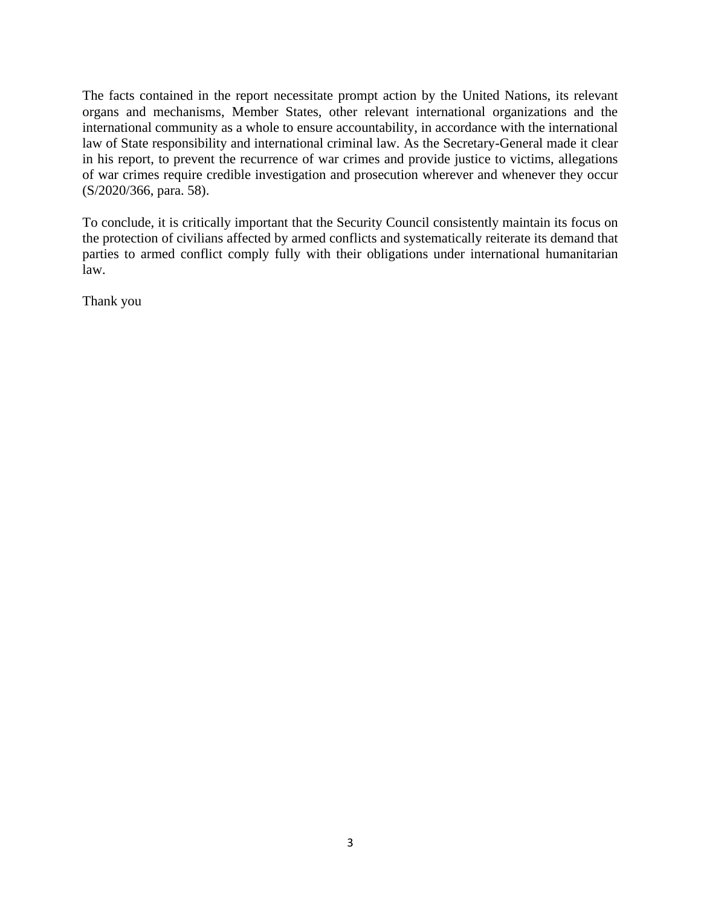The facts contained in the report necessitate prompt action by the United Nations, its relevant organs and mechanisms, Member States, other relevant international organizations and the international community as a whole to ensure accountability, in accordance with the international law of State responsibility and international criminal law. As the Secretary-General made it clear in his report, to prevent the recurrence of war crimes and provide justice to victims, allegations of war crimes require credible investigation and prosecution wherever and whenever they occur (S/2020/366, para. 58).

To conclude, it is critically important that the Security Council consistently maintain its focus on the protection of civilians affected by armed conflicts and systematically reiterate its demand that parties to armed conflict comply fully with their obligations under international humanitarian law.

Thank you